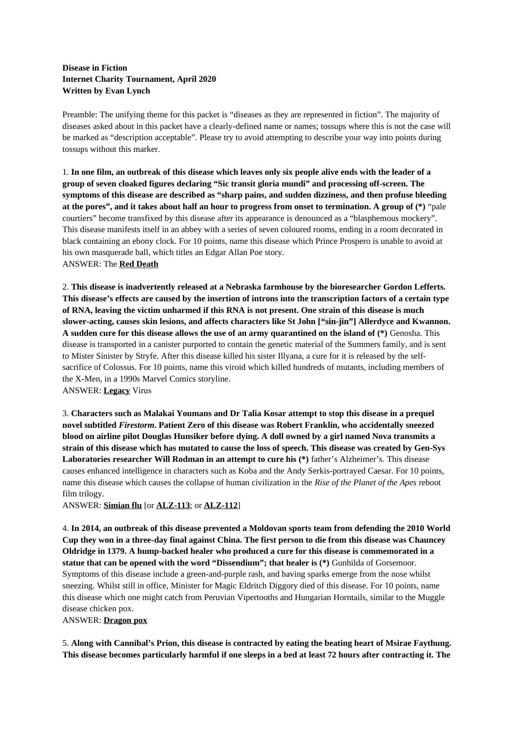**Disease in Fiction**
**Internet Charity Tournament, April 2020**
**Written by Evan Lynch**

Preamble: The unifying theme for this packet is "diseases as they are represented in fiction". The majority of diseases asked about in this packet have a clearly-defined name or names; tossups where this is not the case will be marked as "description acceptable". Please try to avoid attempting to describe your way into points during tossups without this marker.

1. **In one film, an outbreak of this disease which leaves only six people alive ends with the leader of a group of seven cloaked figures declaring "Sic transit gloria mundi" and processing off-screen. The symptoms of this disease are described as "sharp pains, and sudden dizziness, and then profuse bleeding at the pores", and it takes about half an hour to progress from onset to termination. A group of (*)** "pale courtiers" become transfixed by this disease after its appearance is denounced as a "blasphemous mockery". This disease manifests itself in an abbey with a series of seven coloured rooms, ending in a room decorated in black containing an ebony clock. For 10 points, name this disease which Prince Prospero is unable to avoid at his own masquerade ball, which titles an Edgar Allan Poe story.
ANSWER: The **Red Death**

2. **This disease is inadvertently released at a Nebraska farmhouse by the bioresearcher Gordon Lefferts. This disease's effects are caused by the insertion of introns into the transcription factors of a certain type of RNA, leaving the victim unharmed if this RNA is not present. One strain of this disease is much slower-acting, causes skin lesions, and affects characters like St John ["sin-jin"] Allerdyce and Kwannon. A sudden cure for this disease allows the use of an army quarantined on the island of (*)** Genosha. This disease is transported in a canister purported to contain the genetic material of the Summers family, and is sent to Mister Sinister by Stryfe. After this disease killed his sister Illyana, a cure for it is released by the self-sacrifice of Colossus. For 10 points, name this viroid which killed hundreds of mutants, including members of the X-Men, in a 1990s Marvel Comics storyline.
ANSWER: **Legacy** Virus

3. **Characters such as Malakai Youmans and Dr Talia Kosar attempt to stop this disease in a prequel novel subtitled *Firestorm*. Patient Zero of this disease was Robert Franklin, who accidentally sneezed blood on airline pilot Douglas Hunsiker before dying. A doll owned by a girl named Nova transmits a strain of this disease which has mutated to cause the loss of speech. This disease was created by Gen-Sys Laboratories researcher Will Rodman in an attempt to cure his (*)** father's Alzheimer's. This disease causes enhanced intelligence in characters such as Koba and the Andy Serkis-portrayed Caesar. For 10 points, name this disease which causes the collapse of human civilization in the *Rise of the Planet of the Apes* reboot film trilogy.
ANSWER: **Simian flu** [or **ALZ-113**; or **ALZ-112**]

4. **In 2014, an outbreak of this disease prevented a Moldovan sports team from defending the 2010 World Cup they won in a three-day final against China. The first person to die from this disease was Chauncey Oldridge in 1379. A hump-backed healer who produced a cure for this disease is commemorated in a statue that can be opened with the word "Dissendium"; that healer is (*)** Gunhilda of Gorsemoor. Symptoms of this disease include a green-and-purple rash, and having sparks emerge from the nose whilst sneezing. Whilst still in office, Minister for Magic Eldritch Diggory died of this disease. For 10 points, name this disease which one might catch from Peruvian Vipertooths and Hungarian Horntails, similar to the Muggle disease chicken pox.
ANSWER: **Dragon pox**

5. **Along with Cannibal's Prion, this disease is contracted by eating the beating heart of Msirae Faythung. This disease becomes particularly harmful if one sleeps in a bed at least 72 hours after contracting it. The**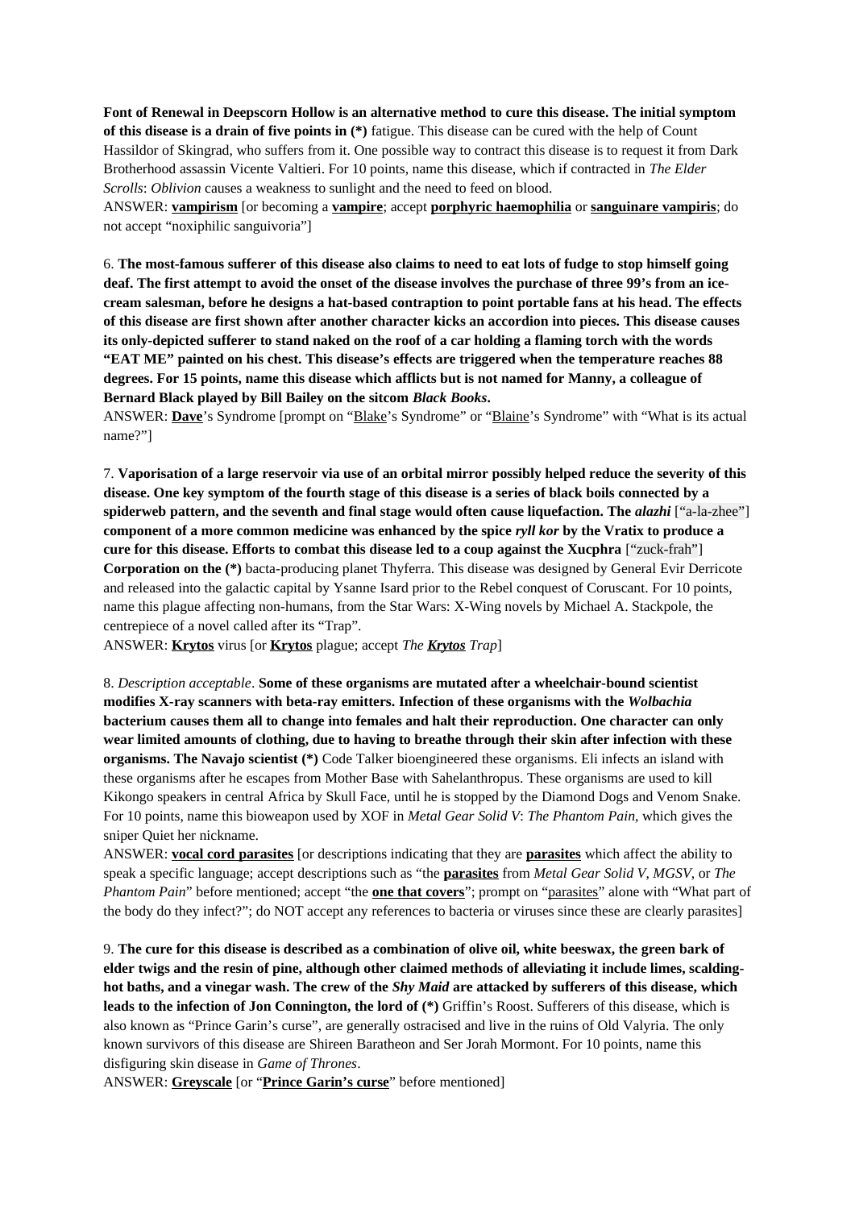**Font of Renewal in Deepscorn Hollow is an alternative method to cure this disease. The initial symptom of this disease is a drain of five points in (*)** fatigue. This disease can be cured with the help of Count Hassildor of Skingrad, who suffers from it. One possible way to contract this disease is to request it from Dark Brotherhood assassin Vicente Valtieri. For 10 points, name this disease, which if contracted in *The Elder Scrolls*: *Oblivion* causes a weakness to sunlight and the need to feed on blood.
ANSWER: **vampirism** [or becoming a **vampire**; accept **porphyric haemophilia** or **sanguinare vampiris**; do not accept "noxiphilic sanguivoria"]

6. **The most-famous sufferer of this disease also claims to need to eat lots of fudge to stop himself going deaf. The first attempt to avoid the onset of the disease involves the purchase of three 99's from an ice-cream salesman, before he designs a hat-based contraption to point portable fans at his head. The effects of this disease are first shown after another character kicks an accordion into pieces. This disease causes its only-depicted sufferer to stand naked on the roof of a car holding a flaming torch with the words "EAT ME" painted on his chest. This disease's effects are triggered when the temperature reaches 88 degrees. For 15 points, name this disease which afflicts but is not named for Manny, a colleague of Bernard Black played by Bill Bailey on the sitcom *Black Books*.**
ANSWER: **Dave**'s Syndrome [prompt on "Blake's Syndrome" or "Blaine's Syndrome" with "What is its actual name?"]

7. **Vaporisation of a large reservoir via use of an orbital mirror possibly helped reduce the severity of this disease. One key symptom of the fourth stage of this disease is a series of black boils connected by a spiderweb pattern, and the seventh and final stage would often cause liquefaction. The *alazhi*** ["a-la-zhee"] **component of a more common medicine was enhanced by the spice *ryll kor* by the Vratix to produce a cure for this disease. Efforts to combat this disease led to a coup against the Xucphra** ["zuck-frah"] **Corporation on the (*)** bacta-producing planet Thyferra. This disease was designed by General Evir Derricote and released into the galactic capital by Ysanne Isard prior to the Rebel conquest of Coruscant. For 10 points, name this plague affecting non-humans, from the Star Wars: X-Wing novels by Michael A. Stackpole, the centrepiece of a novel called after its "Trap".
ANSWER: **Krytos** virus [or **Krytos** plague; accept *The **Krytos** Trap*]

8. *Description acceptable*. **Some of these organisms are mutated after a wheelchair-bound scientist modifies X-ray scanners with beta-ray emitters. Infection of these organisms with the *Wolbachia* bacterium causes them all to change into females and halt their reproduction. One character can only wear limited amounts of clothing, due to having to breathe through their skin after infection with these organisms. The Navajo scientist (*)** Code Talker bioengineered these organisms. Eli infects an island with these organisms after he escapes from Mother Base with Sahelanthropus. These organisms are used to kill Kikongo speakers in central Africa by Skull Face, until he is stopped by the Diamond Dogs and Venom Snake. For 10 points, name this bioweapon used by XOF in *Metal Gear Solid V*: *The Phantom Pain*, which gives the sniper Quiet her nickname.
ANSWER: **vocal cord parasites** [or descriptions indicating that they are **parasites** which affect the ability to speak a specific language; accept descriptions such as "the **parasites** from *Metal Gear Solid V*, *MGSV*, or *The Phantom Pain*" before mentioned; accept "the **one that covers**"; prompt on "parasites" alone with "What part of the body do they infect?"; do NOT accept any references to bacteria or viruses since these are clearly parasites]

9. **The cure for this disease is described as a combination of olive oil, white beeswax, the green bark of elder twigs and the resin of pine, although other claimed methods of alleviating it include limes, scalding-hot baths, and a vinegar wash. The crew of the *Shy Maid* are attacked by sufferers of this disease, which leads to the infection of Jon Connington, the lord of (*)** Griffin's Roost. Sufferers of this disease, which is also known as "Prince Garin's curse", are generally ostracised and live in the ruins of Old Valyria. The only known survivors of this disease are Shireen Baratheon and Ser Jorah Mormont. For 10 points, name this disfiguring skin disease in *Game of Thrones*.
ANSWER: **Greyscale** [or "**Prince Garin's curse**" before mentioned]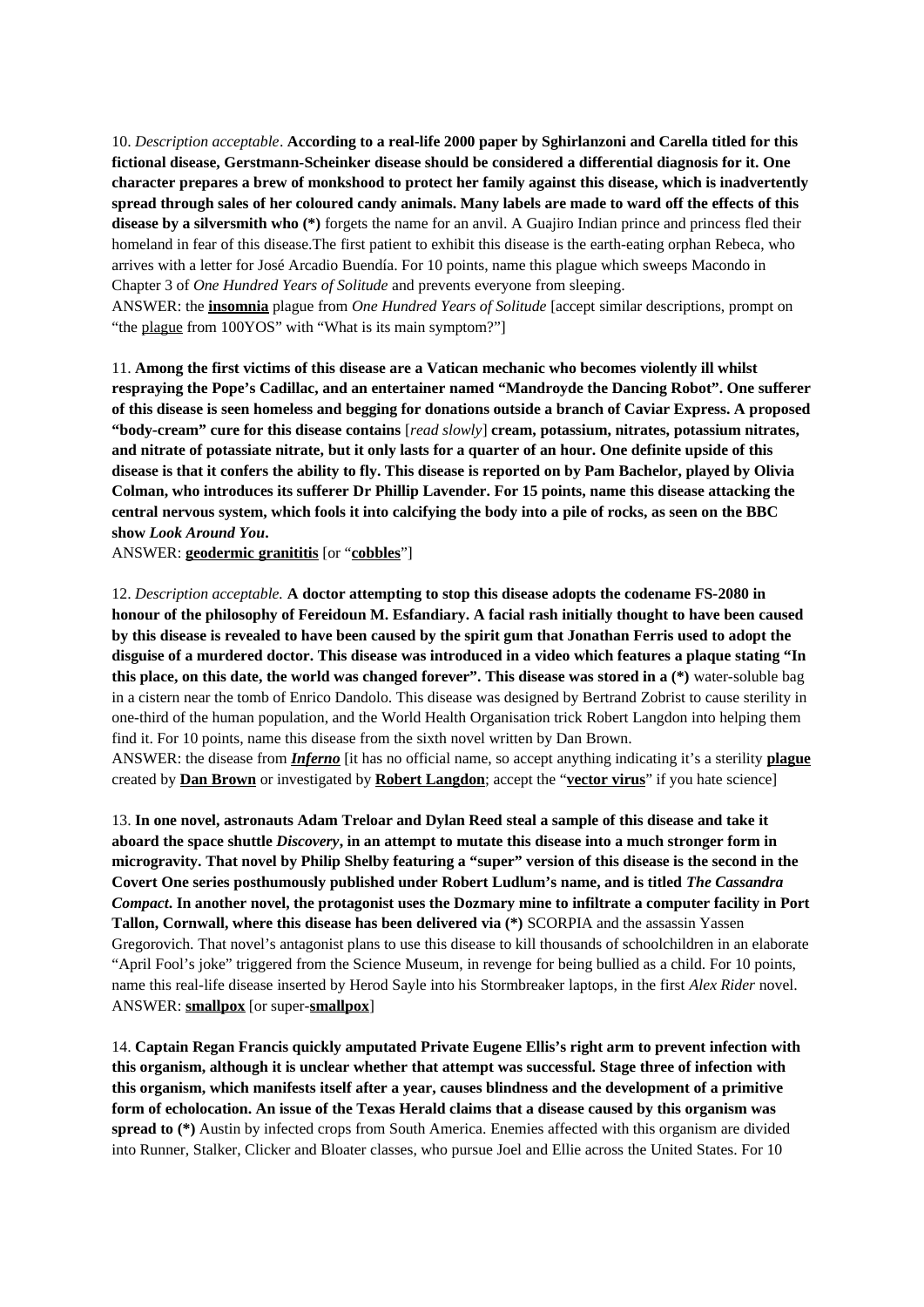10. *Description acceptable*. **According to a real-life 2000 paper by Sghirlanzoni and Carella titled for this fictional disease, Gerstmann-Scheinker disease should be considered a differential diagnosis for it. One character prepares a brew of monkshood to protect her family against this disease, which is inadvertently spread through sales of her coloured candy animals. Many labels are made to ward off the effects of this disease by a silversmith who (*)** forgets the name for an anvil. A Guajiro Indian prince and princess fled their homeland in fear of this disease.The first patient to exhibit this disease is the earth-eating orphan Rebeca, who arrives with a letter for José Arcadio Buendía. For 10 points, name this plague which sweeps Macondo in Chapter 3 of *One Hundred Years of Solitude* and prevents everyone from sleeping.
ANSWER: the **insomnia** plague from *One Hundred Years of Solitude* [accept similar descriptions, prompt on "the plague from 100YOS" with "What is its main symptom?"]

11. **Among the first victims of this disease are a Vatican mechanic who becomes violently ill whilst respraying the Pope's Cadillac, and an entertainer named "Mandroyde the Dancing Robot". One sufferer of this disease is seen homeless and begging for donations outside a branch of Caviar Express. A proposed "body-cream" cure for this disease contains** [*read slowly*] **cream, potassium, nitrates, potassium nitrates, and nitrate of potassiate nitrate, but it only lasts for a quarter of an hour. One definite upside of this disease is that it confers the ability to fly. This disease is reported on by Pam Bachelor, played by Olivia Colman, who introduces its sufferer Dr Phillip Lavender. For 15 points, name this disease attacking the central nervous system, which fools it into calcifying the body into a pile of rocks, as seen on the BBC show *Look Around You*.**
ANSWER: **geodermic granititis** [or "**cobbles**"]

12. *Description acceptable.* **A doctor attempting to stop this disease adopts the codename FS-2080 in honour of the philosophy of Fereidoun M. Esfandiary. A facial rash initially thought to have been caused by this disease is revealed to have been caused by the spirit gum that Jonathan Ferris used to adopt the disguise of a murdered doctor. This disease was introduced in a video which features a plaque stating "In this place, on this date, the world was changed forever". This disease was stored in a (*)** water-soluble bag in a cistern near the tomb of Enrico Dandolo. This disease was designed by Bertrand Zobrist to cause sterility in one-third of the human population, and the World Health Organisation trick Robert Langdon into helping them find it. For 10 points, name this disease from the sixth novel written by Dan Brown.
ANSWER: the disease from ***Inferno*** [it has no official name, so accept anything indicating it's a sterility **plague** created by **Dan Brown** or investigated by **Robert Langdon**; accept the "**vector virus**" if you hate science]

13. **In one novel, astronauts Adam Treloar and Dylan Reed steal a sample of this disease and take it aboard the space shuttle *Discovery*, in an attempt to mutate this disease into a much stronger form in microgravity. That novel by Philip Shelby featuring a "super" version of this disease is the second in the Covert One series posthumously published under Robert Ludlum's name, and is titled *The Cassandra Compact*. In another novel, the protagonist uses the Dozmary mine to infiltrate a computer facility in Port Tallon, Cornwall, where this disease has been delivered via (*)** SCORPIA and the assassin Yassen Gregorovich. That novel's antagonist plans to use this disease to kill thousands of schoolchildren in an elaborate "April Fool's joke" triggered from the Science Museum, in revenge for being bullied as a child. For 10 points, name this real-life disease inserted by Herod Sayle into his Stormbreaker laptops, in the first *Alex Rider* novel.
ANSWER: **smallpox** [or super-**smallpox**]

14. **Captain Regan Francis quickly amputated Private Eugene Ellis's right arm to prevent infection with this organism, although it is unclear whether that attempt was successful. Stage three of infection with this organism, which manifests itself after a year, causes blindness and the development of a primitive form of echolocation. An issue of the Texas Herald claims that a disease caused by this organism was spread to (*)** Austin by infected crops from South America. Enemies affected with this organism are divided into Runner, Stalker, Clicker and Bloater classes, who pursue Joel and Ellie across the United States. For 10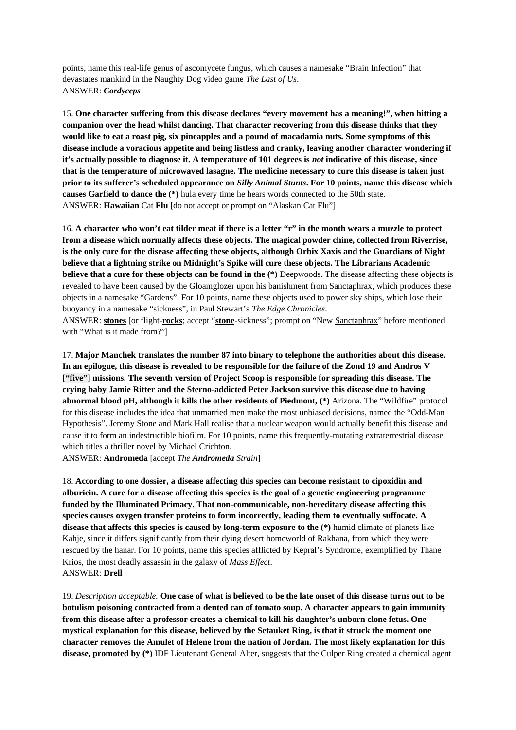points, name this real-life genus of ascomycete fungus, which causes a namesake "Brain Infection" that devastates mankind in the Naughty Dog video game *The Last of Us*.
ANSWER: ***Cordyceps***

15. **One character suffering from this disease declares "every movement has a meaning!", when hitting a companion over the head whilst dancing. That character recovering from this disease thinks that they would like to eat a roast pig, six pineapples and a pound of macadamia nuts. Some symptoms of this disease include a voracious appetite and being listless and cranky, leaving another character wondering if it's actually possible to diagnose it. A temperature of 101 degrees is *not* indicative of this disease, since that is the temperature of microwaved lasagne. The medicine necessary to cure this disease is taken just prior to its sufferer's scheduled appearance on *Silly Animal Stunts*. For 10 points, name this disease which causes Garfield to dance the (*)** hula every time he hears words connected to the 50th state.
ANSWER: **Hawaiian** Cat **Flu** [do not accept or prompt on "Alaskan Cat Flu"]

16. **A character who won't eat tilder meat if there is a letter "r" in the month wears a muzzle to protect from a disease which normally affects these objects. The magical powder chine, collected from Riverrise, is the only cure for the disease affecting these objects, although Orbix Xaxis and the Guardians of Night believe that a lightning strike on Midnight's Spike will cure these objects. The Librarians Academic believe that a cure for these objects can be found in the (*)** Deepwoods. The disease affecting these objects is revealed to have been caused by the Gloamglozer upon his banishment from Sanctaphrax, which produces these objects in a namesake "Gardens". For 10 points, name these objects used to power sky ships, which lose their buoyancy in a namesake "sickness", in Paul Stewart's *The Edge Chronicles*.
ANSWER: **stones** [or flight-**rocks**; accept "**stone**-sickness"; prompt on "New Sanctaphrax" before mentioned with "What is it made from?"]

17. **Major Manchek translates the number 87 into binary to telephone the authorities about this disease. In an epilogue, this disease is revealed to be responsible for the failure of the Zond 19 and Andros V ["five"] missions. The seventh version of Project Scoop is responsible for spreading this disease. The crying baby Jamie Ritter and the Sterno-addicted Peter Jackson survive this disease due to having abnormal blood pH, although it kills the other residents of Piedmont, (*)** Arizona. The "Wildfire" protocol for this disease includes the idea that unmarried men make the most unbiased decisions, named the "Odd-Man Hypothesis". Jeremy Stone and Mark Hall realise that a nuclear weapon would actually benefit this disease and cause it to form an indestructible biofilm. For 10 points, name this frequently-mutating extraterrestrial disease which titles a thriller novel by Michael Crichton.
ANSWER: **Andromeda** [accept *The **Andromeda** Strain*]

18. **According to one dossier, a disease affecting this species can become resistant to cipoxidin and alburicin. A cure for a disease affecting this species is the goal of a genetic engineering programme funded by the Illuminated Primacy. That non-communicable, non-hereditary disease affecting this species causes oxygen transfer proteins to form incorrectly, leading them to eventually suffocate. A disease that affects this species is caused by long-term exposure to the (*)** humid climate of planets like Kahje, since it differs significantly from their dying desert homeworld of Rakhana, from which they were rescued by the hanar. For 10 points, name this species afflicted by Kepral's Syndrome, exemplified by Thane Krios, the most deadly assassin in the galaxy of *Mass Effect*.
ANSWER: **Drell**

19. *Description acceptable.* **One case of what is believed to be the late onset of this disease turns out to be botulism poisoning contracted from a dented can of tomato soup. A character appears to gain immunity from this disease after a professor creates a chemical to kill his daughter's unborn clone fetus. One mystical explanation for this disease, believed by the Setauket Ring, is that it struck the moment one character removes the Amulet of Helene from the nation of Jordan. The most likely explanation for this disease, promoted by (*)** IDF Lieutenant General Alter, suggests that the Culper Ring created a chemical agent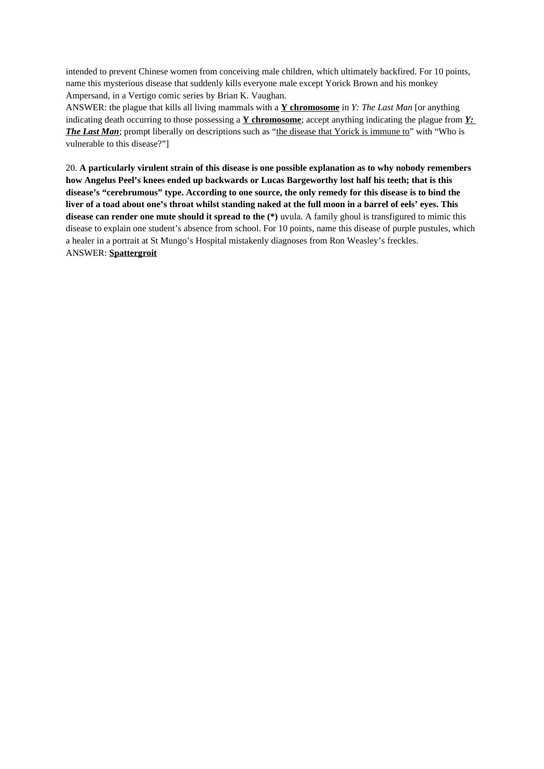intended to prevent Chinese women from conceiving male children, which ultimately backfired. For 10 points, name this mysterious disease that suddenly kills everyone male except Yorick Brown and his monkey Ampersand, in a Vertigo comic series by Brian K. Vaughan.

ANSWER: the plague that kills all living mammals with a **Y chromosome** in *Y: The Last Man* [or anything indicating death occurring to those possessing a **Y chromosome**; accept anything indicating the plague from ***Y: The Last Man***; prompt liberally on descriptions such as "the disease that Yorick is immune to" with "Who is vulnerable to this disease?"]

20. **A particularly virulent strain of this disease is one possible explanation as to why nobody remembers how Angelus Peel's knees ended up backwards or Lucas Bargeworthy lost half his teeth; that is this disease's "cerebrumous" type. According to one source, the only remedy for this disease is to bind the liver of a toad about one's throat whilst standing naked at the full moon in a barrel of eels' eyes. This disease can render one mute should it spread to the (\*)** uvula. A family ghoul is transfigured to mimic this disease to explain one student's absence from school. For 10 points, name this disease of purple pustules, which a healer in a portrait at St Mungo's Hospital mistakenly diagnoses from Ron Weasley's freckles.

ANSWER: **Spattergroit**